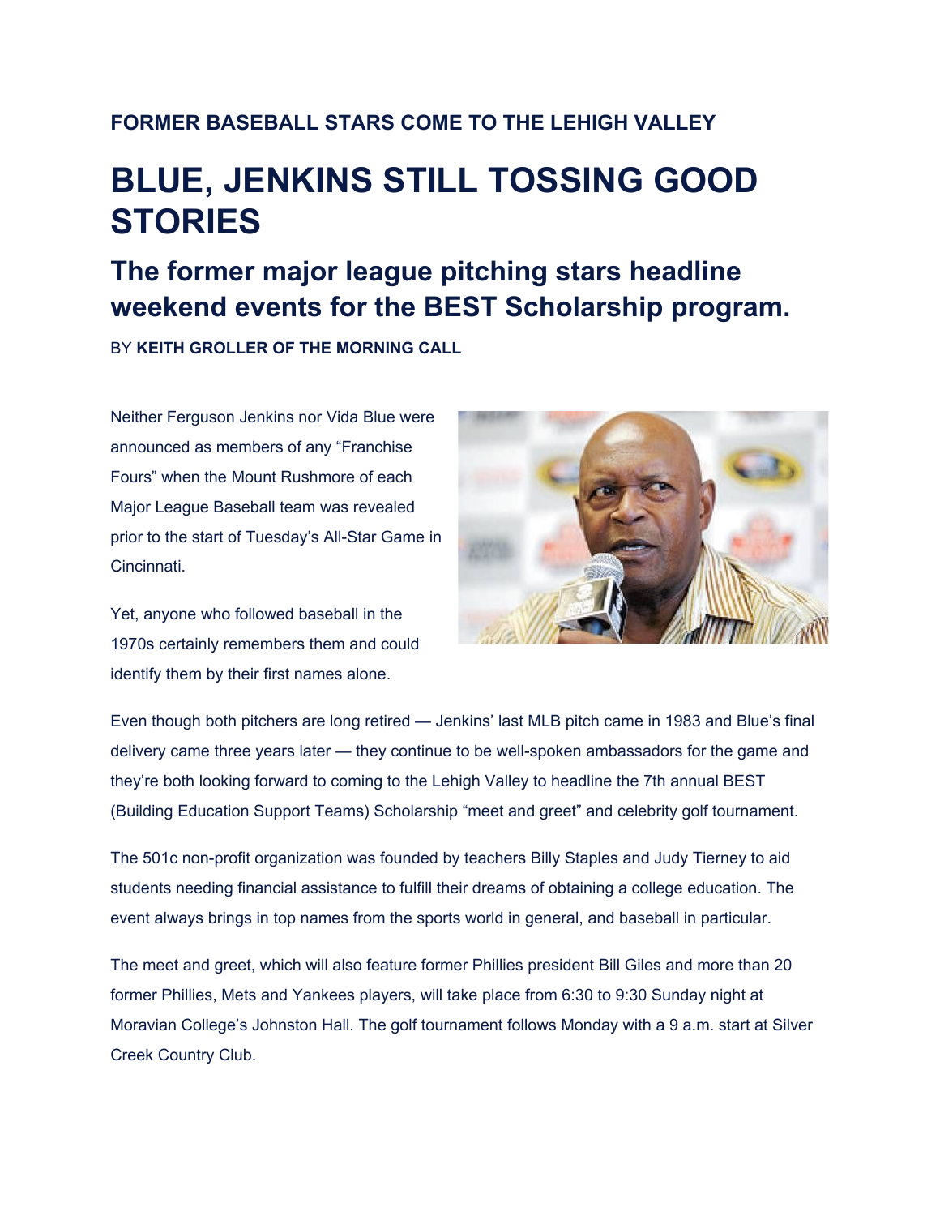### FORMER BASEBALL STARS COME TO THE LEHIGH VALLEY

# BLUE, JENKINS STILL TOSSING GOOD STORIES

## The former major league pitching stars headline weekend events for the BEST Scholarship program.

BY **KEITH GROLLER OF THE MORNING CALL**

Neither Ferguson Jenkins nor Vida Blue were announced as members of any "Franchise Fours" when the Mount Rushmore of each Major League Baseball team was revealed prior to the start of Tuesday's All-Star Game in Cincinnati.

Yet, anyone who followed baseball in the 1970s certainly remembers them and could identify them by their first names alone.

Even though both pitchers are long retired — Jenkins' last MLB pitch came in 1983 and Blue's final delivery came three years later — they continue to be well-spoken ambassadors for the game and they're both looking forward to coming to the Lehigh Valley to headline the 7th annual BEST (Building Education Support Teams) Scholarship "meet and greet" and celebrity golf tournament.

The 501c non-profit organization was founded by teachers Billy Staples and Judy Tierney to aid students needing financial assistance to fulfill their dreams of obtaining a college education. The event always brings in top names from the sports world in general, and baseball in particular.

The meet and greet, which will also feature former Phillies president Bill Giles and more than 20 former Phillies, Mets and Yankees players, will take place from 6:30 to 9:30 Sunday night at Moravian College's Johnston Hall. The golf tournament follows Monday with a 9 a.m. start at Silver Creek Country Club.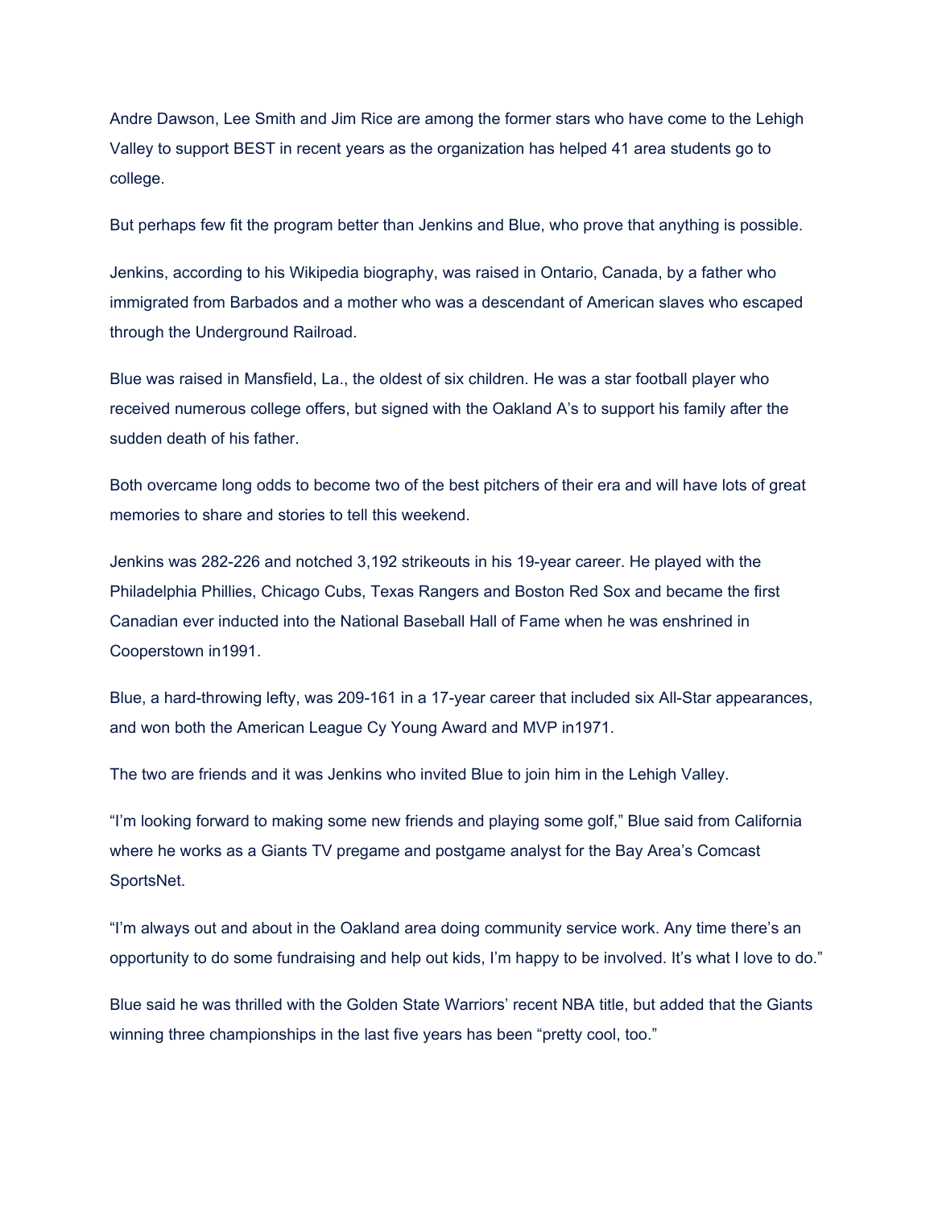Andre Dawson, Lee Smith and Jim Rice are among the former stars who have come to the Lehigh Valley to support BEST in recent years as the organization has helped 41 area students go to college.

But perhaps few fit the program better than Jenkins and Blue, who prove that anything is possible.

Jenkins, according to his Wikipedia biography, was raised in Ontario, Canada, by a father who immigrated from Barbados and a mother who was a descendant of American slaves who escaped through the Underground Railroad.

Blue was raised in Mansfield, La., the oldest of six children. He was a star football player who received numerous college offers, but signed with the Oakland A's to support his family after the sudden death of his father.

Both overcame long odds to become two of the best pitchers of their era and will have lots of great memories to share and stories to tell this weekend.

Jenkins was 282-226 and notched 3,192 strikeouts in his 19-year career. He played with the Philadelphia Phillies, Chicago Cubs, Texas Rangers and Boston Red Sox and became the first Canadian ever inducted into the National Baseball Hall of Fame when he was enshrined in Cooperstown in1991.

Blue, a hard-throwing lefty, was 209-161 in a 17-year career that included six All-Star appearances, and won both the American League Cy Young Award and MVP in1971.

The two are friends and it was Jenkins who invited Blue to join him in the Lehigh Valley.

"I'm looking forward to making some new friends and playing some golf," Blue said from California where he works as a Giants TV pregame and postgame analyst for the Bay Area's Comcast SportsNet.

"I'm always out and about in the Oakland area doing community service work. Any time there's an opportunity to do some fundraising and help out kids, I'm happy to be involved. It's what I love to do."

Blue said he was thrilled with the Golden State Warriors' recent NBA title, but added that the Giants winning three championships in the last five years has been "pretty cool, too."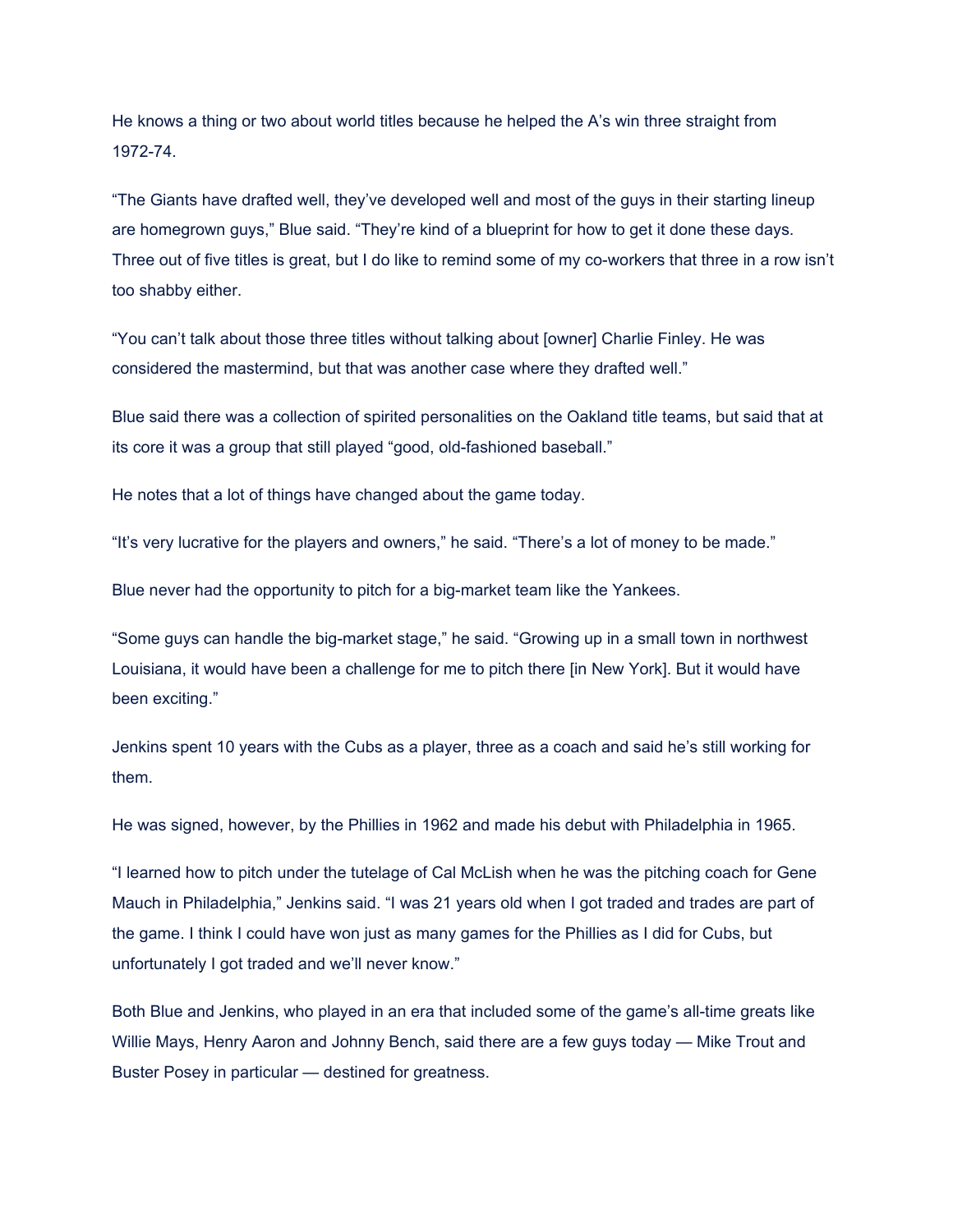He knows a thing or two about world titles because he helped the A's win three straight from 1972-74.

"The Giants have drafted well, they've developed well and most of the guys in their starting lineup are homegrown guys," Blue said. "They're kind of a blueprint for how to get it done these days. Three out of five titles is great, but I do like to remind some of my co-workers that three in a row isn't too shabby either.

"You can't talk about those three titles without talking about [owner] Charlie Finley. He was considered the mastermind, but that was another case where they drafted well."

Blue said there was a collection of spirited personalities on the Oakland title teams, but said that at its core it was a group that still played "good, old-fashioned baseball."

He notes that a lot of things have changed about the game today.

"It's very lucrative for the players and owners," he said. "There's a lot of money to be made."

Blue never had the opportunity to pitch for a big-market team like the Yankees.

"Some guys can handle the big-market stage," he said. "Growing up in a small town in northwest Louisiana, it would have been a challenge for me to pitch there [in New York]. But it would have been exciting."

Jenkins spent 10 years with the Cubs as a player, three as a coach and said he's still working for them.

He was signed, however, by the Phillies in 1962 and made his debut with Philadelphia in 1965.

"I learned how to pitch under the tutelage of Cal McLish when he was the pitching coach for Gene Mauch in Philadelphia," Jenkins said. "I was 21 years old when I got traded and trades are part of the game. I think I could have won just as many games for the Phillies as I did for Cubs, but unfortunately I got traded and we'll never know."

Both Blue and Jenkins, who played in an era that included some of the game's all-time greats like Willie Mays, Henry Aaron and Johnny Bench, said there are a few guys today — Mike Trout and Buster Posey in particular — destined for greatness.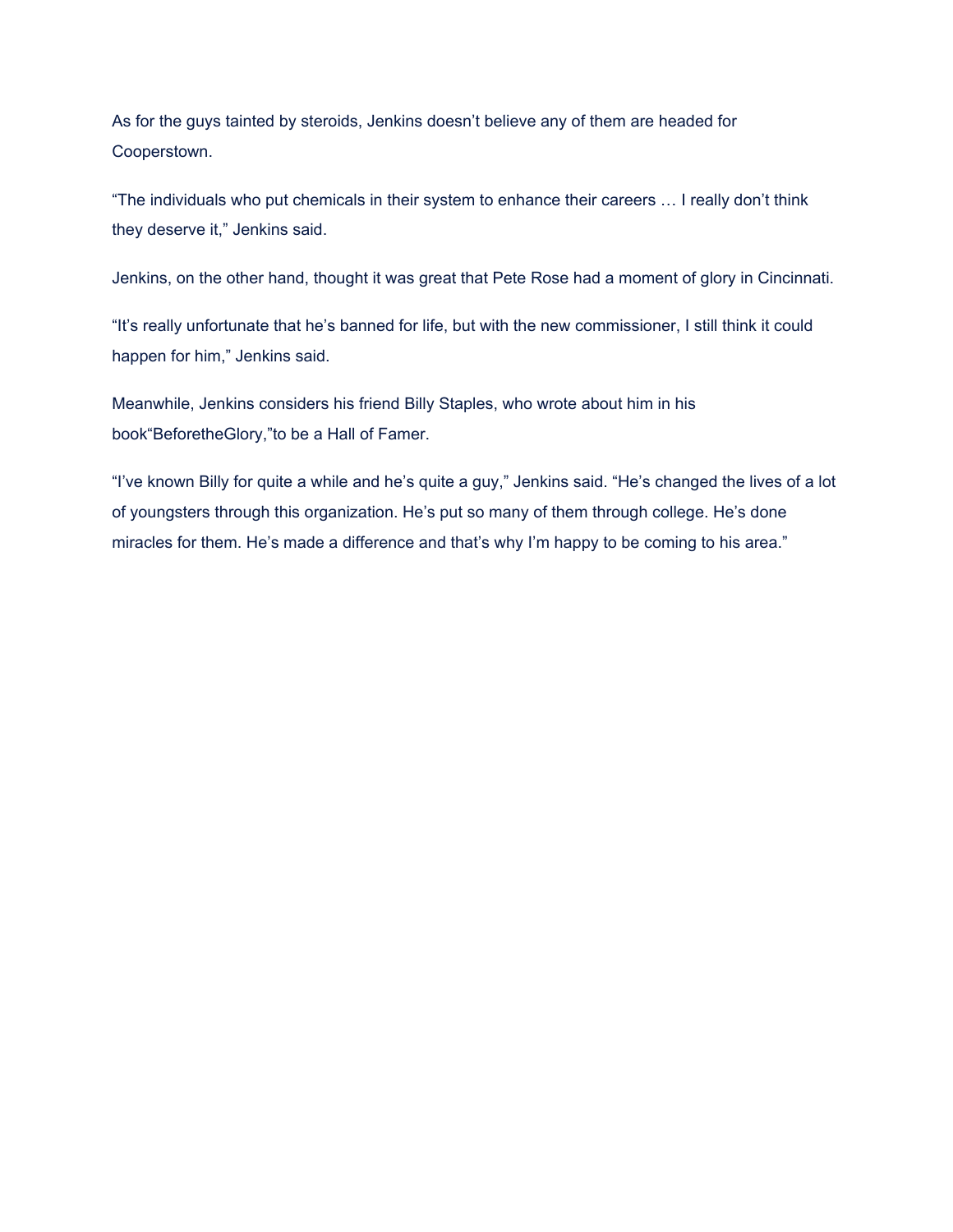As for the guys tainted by steroids, Jenkins doesn't believe any of them are headed for Cooperstown.

"The individuals who put chemicals in their system to enhance their careers … I really don't think they deserve it," Jenkins said.

Jenkins, on the other hand, thought it was great that Pete Rose had a moment of glory in Cincinnati.

"It's really unfortunate that he's banned for life, but with the new commissioner, I still think it could happen for him," Jenkins said.

Meanwhile, Jenkins considers his friend Billy Staples, who wrote about him in his book"BeforetheGlory,"to be a Hall of Famer.

"I've known Billy for quite a while and he's quite a guy," Jenkins said. "He's changed the lives of a lot of youngsters through this organization. He's put so many of them through college. He's done miracles for them. He's made a difference and that's why I'm happy to be coming to his area."